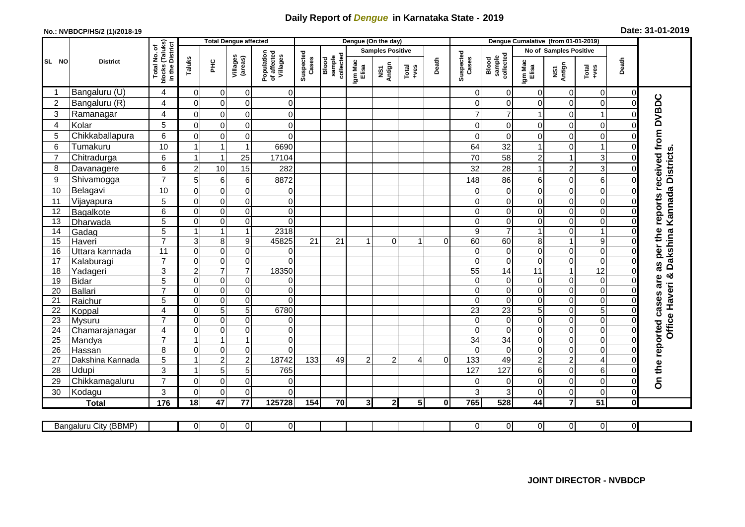# Daily Report of *Dengue* in Karnataka State - 2019

**No.: NVBDCP/HS/2 (1)/2018-19**

**Date: 31-01-2019**

| SL NO | District | Total No. of blocks (Taluks) in the District | Total Dengue affected | | | | Dengue (On the day) | | | | | | | Dengue Cumalative (from 01-01-2019) | | | | | | | |
|---|---|---|---|---|---|---|---|---|---|---|---|---|---|---|---|---|---|---|---|---|
| | | | Taluks | PHC | Villages (areas) | Population of affected Villages | Suspected Cases | Blood sample collected | Samples Positive | | | Death | Suspected Cases | Blood sample collected | No of Samples Positive | | | Death | |
| | | | | | | | | | Igm Mac Elisa | NS1 Antign | Total +ves | | | | Igm Mac Elisa | NS1 Antign | Total +ves | | |
| 1 | Bangaluru (U) | 4 | 0 | 0 | 0 | 0 | | | | | | | 0 | 0 | 0 | 0 | 0 | 0 | On the reported cases are as per the reports received from DVBDC Office Haveri & Dakshina Kannada Districts. |
| 2 | Bangaluru (R) | 4 | 0 | 0 | 0 | 0 | | | | | | | 0 | 0 | 0 | 0 | 0 | 0 | |
| 3 | Ramanagar | 4 | 0 | 0 | 0 | 0 | | | | | | | 7 | 7 | 1 | 0 | 1 | 0 | |
| 4 | Kolar | 5 | 0 | 0 | 0 | 0 | | | | | | | 0 | 0 | 0 | 0 | 0 | 0 | |
| 5 | Chikkaballapura | 6 | 0 | 0 | 0 | 0 | | | | | | | 0 | 0 | 0 | 0 | 0 | 0 | |
| 6 | Tumakuru | 10 | 1 | 1 | 1 | 6690 | | | | | | | 64 | 32 | 1 | 0 | 1 | 0 | |
| 7 | Chitradurga | 6 | 1 | 1 | 25 | 17104 | | | | | | | 70 | 58 | 2 | 1 | 3 | 0 | |
| 8 | Davanagere | 6 | 2 | 10 | 15 | 282 | | | | | | | 32 | 28 | 1 | 2 | 3 | 0 | |
| 9 | Shivamogga | 7 | 5 | 6 | 6 | 8872 | | | | | | | 148 | 86 | 6 | 0 | 6 | 0 | |
| 10 | Belagavi | 10 | 0 | 0 | 0 | 0 | | | | | | | 0 | 0 | 0 | 0 | 0 | 0 | |
| 11 | Vijayapura | 5 | 0 | 0 | 0 | 0 | | | | | | | 0 | 0 | 0 | 0 | 0 | 0 | |
| 12 | Bagalkote | 6 | 0 | 0 | 0 | 0 | | | | | | | 0 | 0 | 0 | 0 | 0 | 0 | |
| 13 | Dharwada | 5 | 0 | 0 | 0 | 0 | | | | | | | 0 | 0 | 0 | 0 | 0 | 0 | |
| 14 | Gadag | 5 | 1 | 1 | 1 | 2318 | | | | | | | 9 | 7 | 1 | 0 | 1 | 0 | |
| 15 | Haveri | 7 | 3 | 8 | 9 | 45825 | 21 | 21 | 1 | 0 | 1 | 0 | 60 | 60 | 8 | 1 | 9 | 0 | |
| 16 | Uttara kannada | 11 | 0 | 0 | 0 | 0 | | | | | | | 0 | 0 | 0 | 0 | 0 | 0 | |
| 17 | Kalaburagi | 7 | 0 | 0 | 0 | 0 | | | | | | | 0 | 0 | 0 | 0 | 0 | 0 | |
| 18 | Yadageri | 3 | 2 | 7 | 7 | 18350 | | | | | | | 55 | 14 | 11 | 1 | 12 | 0 | |
| 19 | Bidar | 5 | 0 | 0 | 0 | 0 | | | | | | | 0 | 0 | 0 | 0 | 0 | 0 | |
| 20 | Ballari | 7 | 0 | 0 | 0 | 0 | | | | | | | 0 | 0 | 0 | 0 | 0 | 0 | |
| 21 | Raichur | 5 | 0 | 0 | 0 | 0 | | | | | | | 0 | 0 | 0 | 0 | 0 | 0 | |
| 22 | Koppal | 4 | 0 | 5 | 5 | 6780 | | | | | | | 23 | 23 | 5 | 0 | 5 | 0 | |
| 23 | Mysuru | 7 | 0 | 0 | 0 | 0 | | | | | | | 0 | 0 | 0 | 0 | 0 | 0 | |
| 24 | Chamarajanagar | 4 | 0 | 0 | 0 | 0 | | | | | | | 0 | 0 | 0 | 0 | 0 | 0 | |
| 25 | Mandya | 7 | 1 | 1 | 1 | 0 | | | | | | | 34 | 34 | 0 | 0 | 0 | 0 | |
| 26 | Hassan | 8 | 0 | 0 | 0 | 0 | | | | | | | 0 | 0 | 0 | 0 | 0 | 0 | |
| 27 | Dakshina Kannada | 5 | 1 | 2 | 2 | 18742 | 133 | 49 | 2 | 2 | 4 | 0 | 133 | 49 | 2 | 2 | 4 | 0 | |
| 28 | Udupi | 3 | 1 | 5 | 5 | 765 | | | | | | | 127 | 127 | 6 | 0 | 6 | 0 | |
| 29 | Chikkamagaluru | 7 | 0 | 0 | 0 | 0 | | | | | | | 0 | 0 | 0 | 0 | 0 | 0 | |
| 30 | Kodagu | 3 | 0 | 0 | 0 | 0 | | | | | | | 3 | 3 | 0 | 0 | 0 | 0 | |
| | **Total** | **176** | **18** | **47** | **77** | **125728** | **154** | **70** | **3** | **2** | **5** | **0** | **765** | **528** | **44** | **7** | **51** | **0** | |

| Bangaluru City (BBMP) | | 0 | 0 | 0 | 0 | | | | | | | 0 | 0 | 0 | 0 | 0 | 0 |
|---|---|---|---|---|---|---|---|---|---|---|---|---|---|---|---|---|---|

**JOINT DIRECTOR - NVBDCP**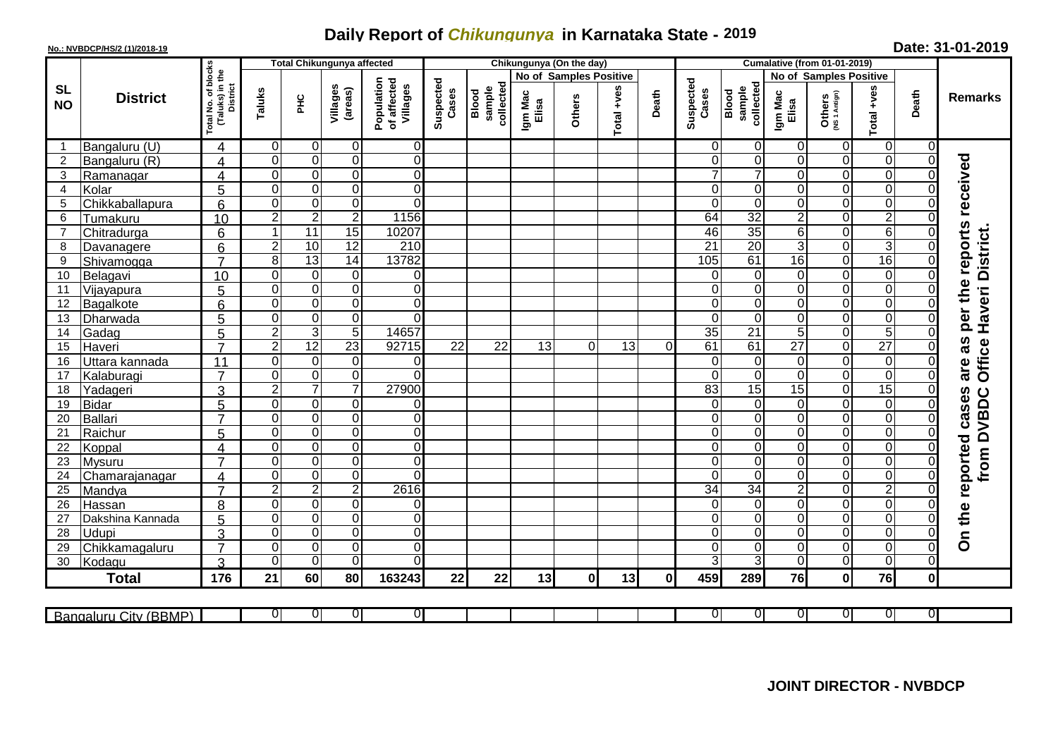# Daily Report of *Chikungunya* in Karnataka State - 2019

**No.: NVBDCP/HS/2 (1)/2018-19**

**Date: 31-01-2019**

| SL NO | District | Total No. of blocks (Taluks) in the District | Total Chikungunya affected | | | | Chikungunya (On the day) | | | | | | Cumalative (from 01-01-2019) | | | | | | Remarks |
|---|---|---|---|---|---|---|---|---|---|---|---|---|---|---|---|---|---|---|---|
| | | | Taluks | PHC | Villages (areas) | Population of affected Villages | Suspected Cases | Blood sample collected | No of Samples Positive | | | Death | Suspected Cases | Blood sample collected | No of Samples Positive | | | Death | |
| | | | | | | | | | Igm Mac Elisa | Others | Total +ves | | | | Igm Mac Elisa | Others (NS 1 Antign) | Total +ves | | |
| 1 | Bangaluru (U) | 4 | 0 | 0 | 0 | 0 | | | | | | | 0 | 0 | 0 | 0 | 0 | 0 | On the reported cases are as per the reports received from DVBDC Office Haveri District. |
| 2 | Bangaluru (R) | 4 | 0 | 0 | 0 | 0 | | | | | | | 0 | 0 | 0 | 0 | 0 | 0 | |
| 3 | Ramanagar | 4 | 0 | 0 | 0 | 0 | | | | | | | 7 | 7 | 0 | 0 | 0 | 0 | |
| 4 | Kolar | 5 | 0 | 0 | 0 | 0 | | | | | | | 0 | 0 | 0 | 0 | 0 | 0 | |
| 5 | Chikkaballapura | 6 | 0 | 0 | 0 | 0 | | | | | | | 0 | 0 | 0 | 0 | 0 | 0 | |
| 6 | Tumakuru | 10 | 2 | 2 | 2 | 1156 | | | | | | | 64 | 32 | 2 | 0 | 2 | 0 | |
| 7 | Chitradurga | 6 | 1 | 11 | 15 | 10207 | | | | | | | 46 | 35 | 6 | 0 | 6 | 0 | |
| 8 | Davanagere | 6 | 2 | 10 | 12 | 210 | | | | | | | 21 | 20 | 3 | 0 | 3 | 0 | |
| 9 | Shivamogga | 7 | 8 | 13 | 14 | 13782 | | | | | | | 105 | 61 | 16 | 0 | 16 | 0 | |
| 10 | Belagavi | 10 | 0 | 0 | 0 | 0 | | | | | | | 0 | 0 | 0 | 0 | 0 | 0 | |
| 11 | Vijayapura | 5 | 0 | 0 | 0 | 0 | | | | | | | 0 | 0 | 0 | 0 | 0 | 0 | |
| 12 | Bagalkote | 6 | 0 | 0 | 0 | 0 | | | | | | | 0 | 0 | 0 | 0 | 0 | 0 | |
| 13 | Dharwada | 5 | 0 | 0 | 0 | 0 | | | | | | | 0 | 0 | 0 | 0 | 0 | 0 | |
| 14 | Gadag | 5 | 2 | 3 | 5 | 14657 | | | | | | | 35 | 21 | 5 | 0 | 5 | 0 | |
| 15 | Haveri | 7 | 2 | 12 | 23 | 92715 | 22 | 22 | 13 | 0 | 13 | 0 | 61 | 61 | 27 | 0 | 27 | 0 | |
| 16 | Uttara kannada | 11 | 0 | 0 | 0 | 0 | | | | | | | 0 | 0 | 0 | 0 | 0 | 0 | |
| 17 | Kalaburagi | 7 | 0 | 0 | 0 | 0 | | | | | | | 0 | 0 | 0 | 0 | 0 | 0 | |
| 18 | Yadageri | 3 | 2 | 7 | 7 | 27900 | | | | | | | 83 | 15 | 15 | 0 | 15 | 0 | |
| 19 | Bidar | 5 | 0 | 0 | 0 | 0 | | | | | | | 0 | 0 | 0 | 0 | 0 | 0 | |
| 20 | Ballari | 7 | 0 | 0 | 0 | 0 | | | | | | | 0 | 0 | 0 | 0 | 0 | 0 | |
| 21 | Raichur | 5 | 0 | 0 | 0 | 0 | | | | | | | 0 | 0 | 0 | 0 | 0 | 0 | |
| 22 | Koppal | 4 | 0 | 0 | 0 | 0 | | | | | | | 0 | 0 | 0 | 0 | 0 | 0 | |
| 23 | Mysuru | 7 | 0 | 0 | 0 | 0 | | | | | | | 0 | 0 | 0 | 0 | 0 | 0 | |
| 24 | Chamarajanagar | 4 | 0 | 0 | 0 | 0 | | | | | | | 0 | 0 | 0 | 0 | 0 | 0 | |
| 25 | Mandya | 7 | 2 | 2 | 2 | 2616 | | | | | | | 34 | 34 | 2 | 0 | 2 | 0 | |
| 26 | Hassan | 8 | 0 | 0 | 0 | 0 | | | | | | | 0 | 0 | 0 | 0 | 0 | 0 | |
| 27 | Dakshina Kannada | 5 | 0 | 0 | 0 | 0 | | | | | | | 0 | 0 | 0 | 0 | 0 | 0 | |
| 28 | Udupi | 3 | 0 | 0 | 0 | 0 | | | | | | | 0 | 0 | 0 | 0 | 0 | 0 | |
| 29 | Chikkamagaluru | 7 | 0 | 0 | 0 | 0 | | | | | | | 0 | 0 | 0 | 0 | 0 | 0 | |
| 30 | Kodagu | 3 | 0 | 0 | 0 | 0 | | | | | | | 3 | 3 | 0 | 0 | 0 | 0 | |
| | **Total** | **176** | **21** | **60** | **80** | **163243** | **22** | **22** | **13** | **0** | **13** | **0** | **459** | **289** | **76** | **0** | **76** | **0** | |

| | | | | | | | | | | | | | | | | | | | |
|---|---|---|---|---|---|---|---|---|---|---|---|---|---|---|---|---|---|---|---|
| | Bangaluru City (BBMP) | | 0 | 0 | 0 | 0 | | | | | | | 0 | 0 | 0 | 0 | 0 | 0 | |

**JOINT DIRECTOR - NVBDCP**